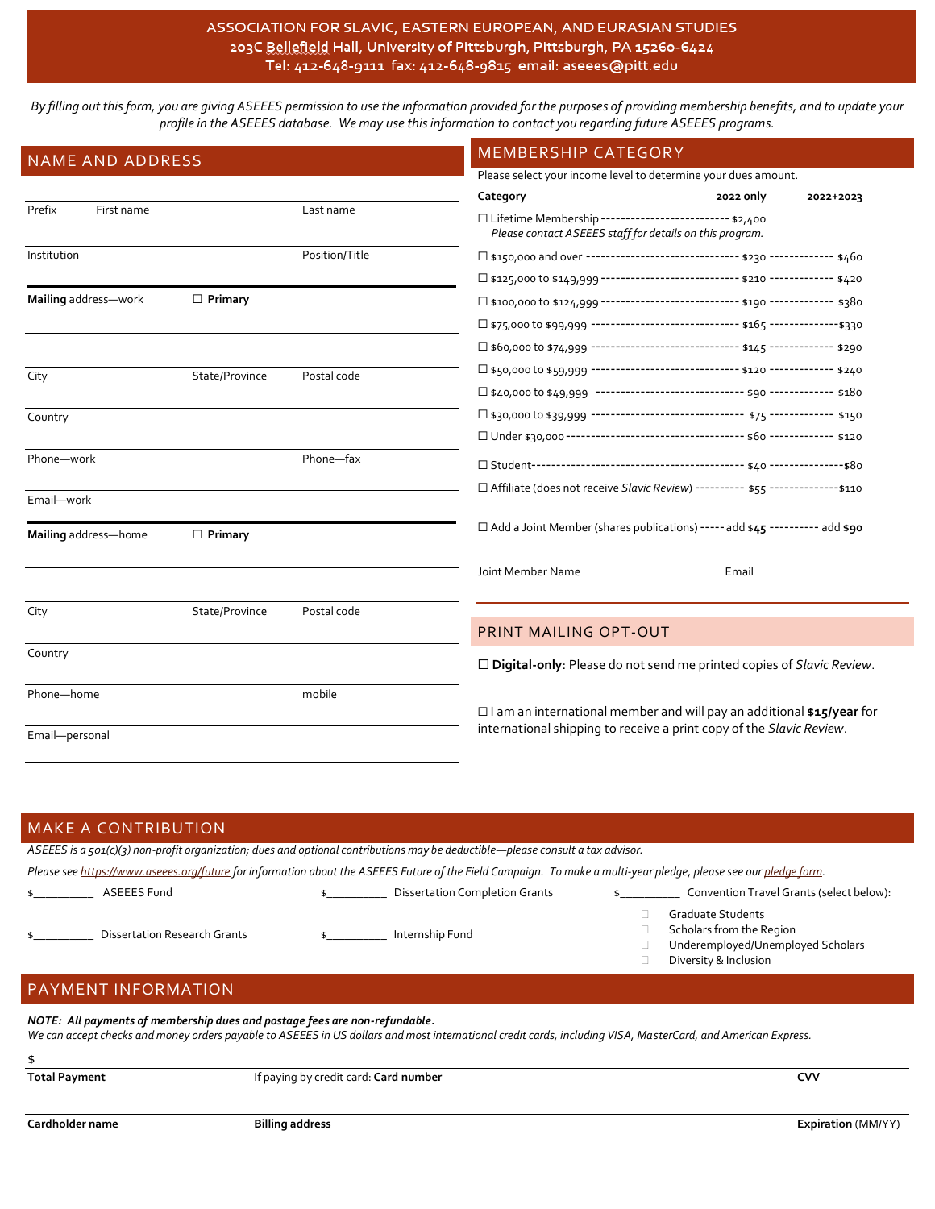ASSOCIATION FOR SLAVIC, EASTERN EUROPEAN, AND EURASIAN STUDIES
203C Bellefield Hall, University of Pittsburgh, Pittsburgh, PA 15260-6424
Tel: 412-648-9111 fax: 412-648-9815 email: aseees@pitt.edu

*By filling out this form, you are giving ASEEES permission to use the information provided for the purposes of providing membership benefits, and to update your profile in the ASEEES database. We may use this information to contact you regarding future ASEEES programs.*

## NAME AND ADDRESS

Prefix First name Last name

Institution Position/Title

**Mailing** address—work ☐ **Primary**

City State/Province Postal code

Country

Phone—work Phone—fax

Email—work

**Mailing** address—home ☐ **Primary**

City State/Province Postal code

Country

Phone—home mobile

Email—personal

## MEMBERSHIP CATEGORY

Please select your income level to determine your dues amount.

| Category | 2022 only | 2022+2023 |
|---|---|---|
| ☐ Lifetime Membership *Please contact ASEEES staff for details on this program.* | $2,400 | |
| ☐ $150,000 and over | $230 | $460 |
| ☐ $125,000 to $149,999 | $210 | $420 |
| ☐ $100,000 to $124,999 | $190 | $380 |
| ☐ $75,000 to $99,999 | $165 | $330 |
| ☐ $60,000 to $74,999 | $145 | $290 |
| ☐ $50,000 to $59,999 | $120 | $240 |
| ☐ $40,000 to $49,999 | $90 | $180 |
| ☐ $30,000 to $39,999 | $75 | $150 |
| ☐ Under $30,000 | $60 | $120 |
| ☐ Student | $40 | $80 |
| ☐ Affiliate (does not receive *Slavic Review*) | $55 | $110 |
| ☐ Add a Joint Member (shares publications) | add **$45** | add **$90** |

Joint Member Name Email

## PRINT MAILING OPT-OUT

☐ **Digital-only**: Please do not send me printed copies of *Slavic Review*.

☐ I am an international member and will pay an additional **$15/year** for international shipping to receive a print copy of the *Slavic Review*.

## MAKE A CONTRIBUTION

*ASEEES is a 501(c)(3) non-profit organization; dues and optional contributions may be deductible—please consult a tax advisor.*

*Please see https://www.aseees.org/future for information about the ASEEES Future of the Field Campaign. To make a multi-year pledge, please see our pledge form.*

$__________ ASEEES Fund

$__________ Dissertation Completion Grants

$__________ Convention Travel Grants (select below):
- ☐ Graduate Students
- ☐ Scholars from the Region
- ☐ Underemployed/Unemployed Scholars
- ☐ Diversity & Inclusion

$__________ Dissertation Research Grants

$__________ Internship Fund

## PAYMENT INFORMATION

***NOTE: All payments of membership dues and postage fees are non-refundable.***
*We can accept checks and money orders payable to ASEEES in US dollars and most international credit cards, including VISA, MasterCard, and American Express.*

**$**
**Total Payment** If paying by credit card: **Card number** **CVV**

**Cardholder name** **Billing address** **Expiration** (MM/YY)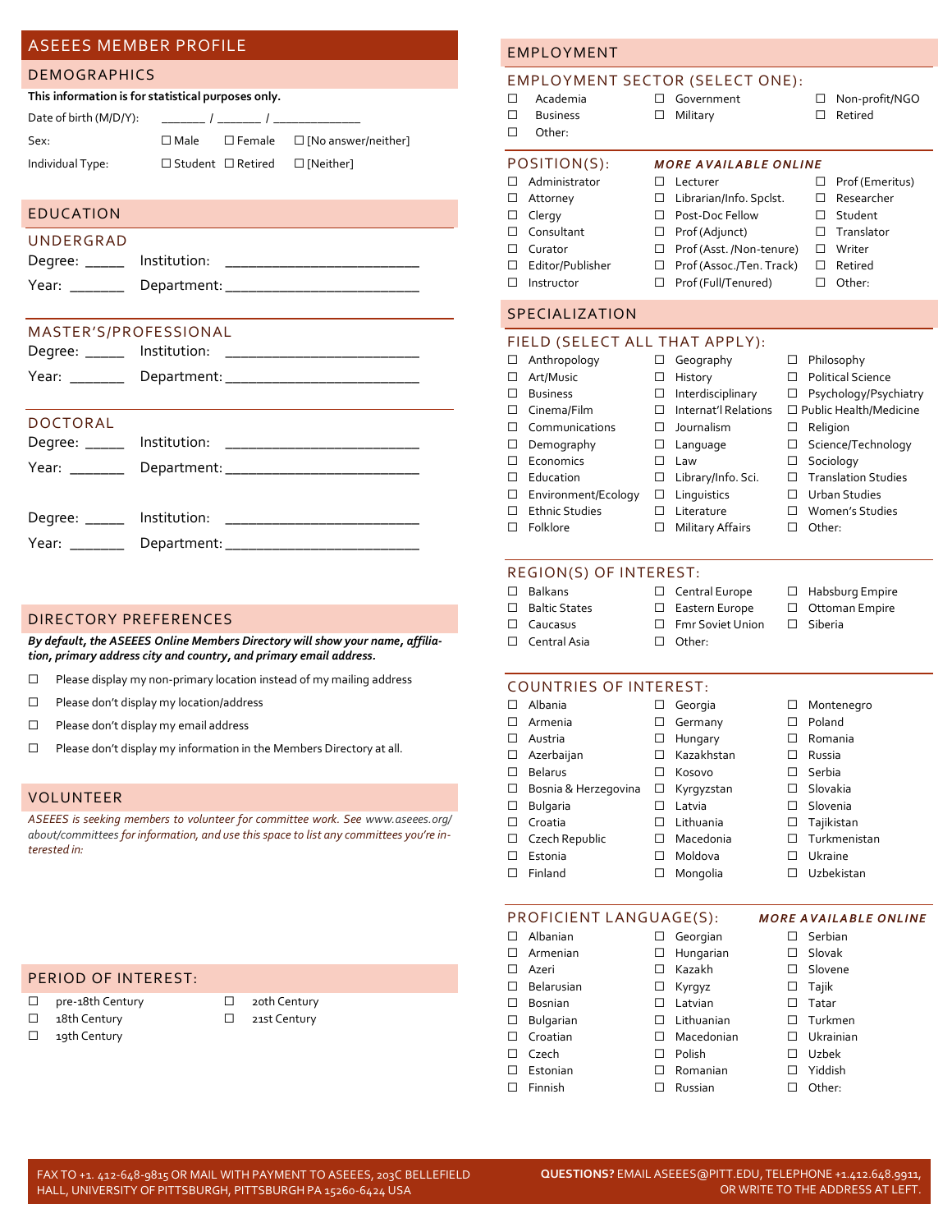# ASEEES MEMBER PROFILE

## DEMOGRAPHICS

**This information is for statistical purposes only.**

Date of birth (M/D/Y): _______ / _______ / ______________

Sex: ☐ Male ☐ Female ☐ [No answer/neither]

Individual Type: ☐ Student ☐ Retired ☐ [Neither]

## EDUCATION

### UNDERGRAD

Degree: _____ Institution: _________________________

Year: _______ Department: _________________________

### MASTER'S/PROFESSIONAL

Degree: _____ Institution: _________________________

Year: _______ Department: _________________________

### DOCTORAL

Degree: _____ Institution: _________________________

Year: _______ Department: _________________________

Degree: _____ Institution: _________________________

Year: _______ Department: _________________________

## DIRECTORY PREFERENCES

***By default, the ASEEES Online Members Directory will show your name, affiliation, primary address city and country, and primary email address.***

- ☐ Please display my non-primary location instead of my mailing address
- ☐ Please don't display my location/address
- ☐ Please don't display my email address
- ☐ Please don't display my information in the Members Directory at all.

## VOLUNTEER

*ASEEES is seeking members to volunteer for committee work. See www.aseees.org/about/committees for information, and use this space to list any committees you're interested in:*

## PERIOD OF INTEREST:

- ☐ pre-18th Century
- ☐ 18th Century
- ☐ 19th Century
- ☐ 20th Century
- ☐ 21st Century

## EMPLOYMENT

### EMPLOYMENT SECTOR (SELECT ONE):

- ☐ Academia
- ☐ Business
- ☐ Other:
- ☐ Government
- ☐ Military
- ☐ Non-profit/NGO
- ☐ Retired

### POSITION(S): ***MORE AVAILABLE ONLINE***

- ☐ Administrator
- ☐ Attorney
- ☐ Clergy
- ☐ Consultant
- ☐ Curator
- ☐ Editor/Publisher
- ☐ Instructor
- ☐ Lecturer
- ☐ Librarian/Info. Spclst.
- ☐ Post-Doc Fellow
- ☐ Prof (Adjunct)
- ☐ Prof (Asst. /Non-tenure)
- ☐ Prof (Assoc./Ten. Track)
- ☐ Prof (Full/Tenured)
- ☐ Prof (Emeritus)
- ☐ Researcher
- ☐ Student
- ☐ Translator
- ☐ Writer
- ☐ Retired
- ☐ Other:

## SPECIALIZATION

### FIELD (SELECT ALL THAT APPLY):

- ☐ Anthropology
- ☐ Art/Music
- ☐ Business
- ☐ Cinema/Film
- ☐ Communications
- ☐ Demography
- ☐ Economics
- ☐ Education
- ☐ Environment/Ecology
- ☐ Ethnic Studies
- ☐ Folklore
- ☐ Geography
- ☐ History
- ☐ Interdisciplinary
- ☐ Internat'l Relations
- ☐ Journalism
- ☐ Language
- ☐ Law
- ☐ Library/Info. Sci.
- ☐ Linguistics
- ☐ Literature
- ☐ Military Affairs
- ☐ Philosophy
- ☐ Political Science
- ☐ Psychology/Psychiatry
- ☐ Public Health/Medicine
- ☐ Religion
- ☐ Science/Technology
- ☐ Sociology
- ☐ Translation Studies
- ☐ Urban Studies
- ☐ Women's Studies
- ☐ Other:

### REGION(S) OF INTEREST:

- ☐ Balkans
- ☐ Baltic States
- ☐ Caucasus
- ☐ Central Asia
- ☐ Central Europe
- ☐ Eastern Europe
- ☐ Fmr Soviet Union
- ☐ Other:
- ☐ Habsburg Empire
- ☐ Ottoman Empire
- ☐ Siberia

### COUNTRIES OF INTEREST:

- ☐ Albania
- ☐ Armenia
- ☐ Austria
- ☐ Azerbaijan
- ☐ Belarus
- ☐ Bosnia & Herzegovina
- ☐ Bulgaria
- ☐ Croatia
- ☐ Czech Republic
- ☐ Estonia
- ☐ Finland
- ☐ Georgia
- ☐ Germany
- ☐ Hungary
- ☐ Kazakhstan
- ☐ Kosovo
- ☐ Kyrgyzstan
- ☐ Latvia
- ☐ Lithuania
- ☐ Macedonia
- ☐ Moldova
- ☐ Mongolia
- ☐ Montenegro
- ☐ Poland
- ☐ Romania
- ☐ Russia
- ☐ Serbia
- ☐ Slovakia
- ☐ Slovenia
- ☐ Tajikistan
- ☐ Turkmenistan
- ☐ Ukraine
- ☐ Uzbekistan

### PROFICIENT LANGUAGE(S): ***MORE AVAILABLE ONLINE***

- ☐ Albanian
- ☐ Armenian
- ☐ Azeri
- ☐ Belarusian
- ☐ Bosnian
- ☐ Bulgarian
- ☐ Croatian
- ☐ Czech
- ☐ Estonian
- ☐ Finnish
- ☐ Georgian
- ☐ Hungarian
- ☐ Kazakh
- ☐ Kyrgyz
- ☐ Latvian
- ☐ Lithuanian
- ☐ Macedonian
- ☐ Polish
- ☐ Romanian
- ☐ Russian
- ☐ Serbian
- ☐ Slovak
- ☐ Slovene
- ☐ Tajik
- ☐ Tatar
- ☐ Turkmen
- ☐ Ukrainian
- ☐ Uzbek
- ☐ Yiddish
- ☐ Other:

FAX TO +1. 412-648-9815 OR MAIL WITH PAYMENT TO ASEEES, 203C BELLEFIELD HALL, UNIVERSITY OF PITTSBURGH, PITTSBURGH PA 15260-6424 USA

**QUESTIONS?** EMAIL ASEEES@PITT.EDU, TELEPHONE +1.412.648.9911, OR WRITE TO THE ADDRESS AT LEFT.